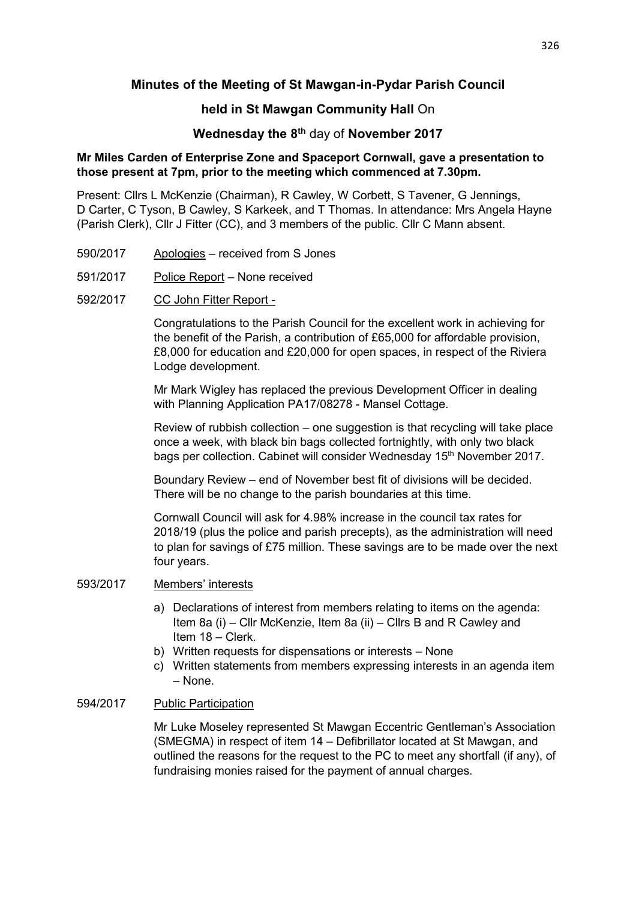# Minutes of the Meeting of St Mawgan-in-Pydar Parish Council

## held in St Mawgan Community Hall On

## Wednesday the 8th day of November 2017

**Mr Miles Carden of Enterprise Zone and Spaceport Cornwall, gave a presentation to those present at 7pm, prior to the meeting which commenced at 7.30pm.**

Present: Cllrs L McKenzie (Chairman), R Cawley, W Corbett, S Tavener, G Jennings, D Carter, C Tyson, B Cawley, S Karkeek, and T Thomas. In attendance: Mrs Angela Hayne (Parish Clerk), Cllr J Fitter (CC), and 3 members of the public. Cllr C Mann absent.

590/2017 Apologies – received from S Jones

591/2017 Police Report – None received

592/2017 CC John Fitter Report -

Congratulations to the Parish Council for the excellent work in achieving for the benefit of the Parish, a contribution of £65,000 for affordable provision, £8,000 for education and £20,000 for open spaces, in respect of the Riviera Lodge development.

Mr Mark Wigley has replaced the previous Development Officer in dealing with Planning Application PA17/08278 - Mansel Cottage.

Review of rubbish collection – one suggestion is that recycling will take place once a week, with black bin bags collected fortnightly, with only two black bags per collection. Cabinet will consider Wednesday 15th November 2017.

Boundary Review – end of November best fit of divisions will be decided. There will be no change to the parish boundaries at this time.

Cornwall Council will ask for 4.98% increase in the council tax rates for 2018/19 (plus the police and parish precepts), as the administration will need to plan for savings of £75 million. These savings are to be made over the next four years.

593/2017 Members' interests

a) Declarations of interest from members relating to items on the agenda: Item 8a (i) – Cllr McKenzie, Item 8a (ii) – Cllrs B and R Cawley and Item 18 – Clerk.
b) Written requests for dispensations or interests – None
c) Written statements from members expressing interests in an agenda item – None.

594/2017 Public Participation

Mr Luke Moseley represented St Mawgan Eccentric Gentleman's Association (SMEGMA) in respect of item 14 – Defibrillator located at St Mawgan, and outlined the reasons for the request to the PC to meet any shortfall (if any), of fundraising monies raised for the payment of annual charges.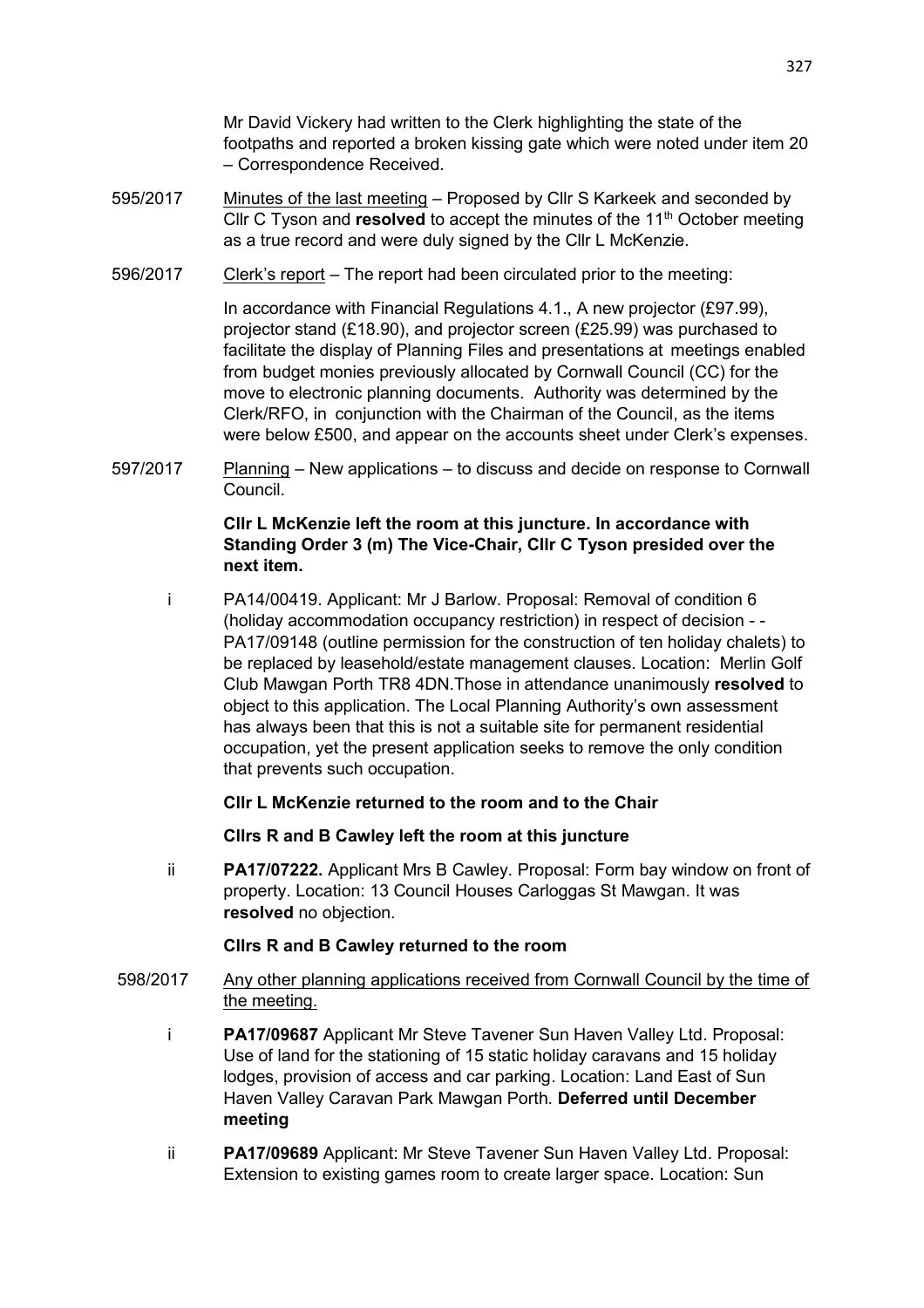Mr David Vickery had written to the Clerk highlighting the state of the footpaths and reported a broken kissing gate which were noted under item 20 – Correspondence Received.

595/2017 Minutes of the last meeting – Proposed by Cllr S Karkeek and seconded by Cllr C Tyson and **resolved** to accept the minutes of the 11th October meeting as a true record and were duly signed by the Cllr L McKenzie.

596/2017 Clerk's report – The report had been circulated prior to the meeting:

In accordance with Financial Regulations 4.1., A new projector (£97.99), projector stand (£18.90), and projector screen (£25.99) was purchased to facilitate the display of Planning Files and presentations at meetings enabled from budget monies previously allocated by Cornwall Council (CC) for the move to electronic planning documents. Authority was determined by the Clerk/RFO, in conjunction with the Chairman of the Council, as the items were below £500, and appear on the accounts sheet under Clerk's expenses.

597/2017 Planning – New applications – to discuss and decide on response to Cornwall Council.

**Cllr L McKenzie left the room at this juncture. In accordance with Standing Order 3 (m) The Vice-Chair, Cllr C Tyson presided over the next item.**

i PA14/00419. Applicant: Mr J Barlow. Proposal: Removal of condition 6 (holiday accommodation occupancy restriction) in respect of decision - - PA17/09148 (outline permission for the construction of ten holiday chalets) to be replaced by leasehold/estate management clauses. Location: Merlin Golf Club Mawgan Porth TR8 4DN.Those in attendance unanimously **resolved** to object to this application. The Local Planning Authority's own assessment has always been that this is not a suitable site for permanent residential occupation, yet the present application seeks to remove the only condition that prevents such occupation.

**Cllr L McKenzie returned to the room and to the Chair**

**Cllrs R and B Cawley left the room at this juncture**

ii **PA17/07222.** Applicant Mrs B Cawley. Proposal: Form bay window on front of property. Location: 13 Council Houses Carloggas St Mawgan. It was **resolved** no objection.

**Cllrs R and B Cawley returned to the room**

598/2017 Any other planning applications received from Cornwall Council by the time of the meeting.

i **PA17/09687** Applicant Mr Steve Tavener Sun Haven Valley Ltd. Proposal: Use of land for the stationing of 15 static holiday caravans and 15 holiday lodges, provision of access and car parking. Location: Land East of Sun Haven Valley Caravan Park Mawgan Porth. **Deferred until December meeting**

ii **PA17/09689** Applicant: Mr Steve Tavener Sun Haven Valley Ltd. Proposal: Extension to existing games room to create larger space. Location: Sun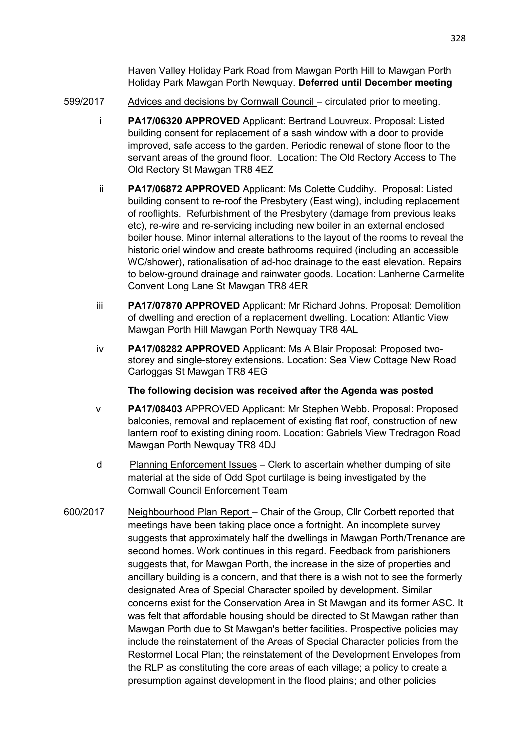Haven Valley Holiday Park Road from Mawgan Porth Hill to Mawgan Porth Holiday Park Mawgan Porth Newquay. **Deferred until December meeting**

599/2017 Advices and decisions by Cornwall Council – circulated prior to meeting.

i **PA17/06320 APPROVED** Applicant: Bertrand Louvreux. Proposal: Listed building consent for replacement of a sash window with a door to provide improved, safe access to the garden. Periodic renewal of stone floor to the servant areas of the ground floor. Location: The Old Rectory Access to The Old Rectory St Mawgan TR8 4EZ

ii **PA17/06872 APPROVED** Applicant: Ms Colette Cuddihy. Proposal: Listed building consent to re-roof the Presbytery (East wing), including replacement of rooflights. Refurbishment of the Presbytery (damage from previous leaks etc), re-wire and re-servicing including new boiler in an external enclosed boiler house. Minor internal alterations to the layout of the rooms to reveal the historic oriel window and create bathrooms required (including an accessible WC/shower), rationalisation of ad-hoc drainage to the east elevation. Repairs to below-ground drainage and rainwater goods. Location: Lanherne Carmelite Convent Long Lane St Mawgan TR8 4ER

iii **PA17/07870 APPROVED** Applicant: Mr Richard Johns. Proposal: Demolition of dwelling and erection of a replacement dwelling. Location: Atlantic View Mawgan Porth Hill Mawgan Porth Newquay TR8 4AL

iv **PA17/08282 APPROVED** Applicant: Ms A Blair Proposal: Proposed two-storey and single-storey extensions. Location: Sea View Cottage New Road Carloggas St Mawgan TR8 4EG

**The following decision was received after the Agenda was posted**

v **PA17/08403** APPROVED Applicant: Mr Stephen Webb. Proposal: Proposed balconies, removal and replacement of existing flat roof, construction of new lantern roof to existing dining room. Location: Gabriels View Tredragon Road Mawgan Porth Newquay TR8 4DJ

d Planning Enforcement Issues – Clerk to ascertain whether dumping of site material at the side of Odd Spot curtilage is being investigated by the Cornwall Council Enforcement Team

600/2017 Neighbourhood Plan Report – Chair of the Group, Cllr Corbett reported that meetings have been taking place once a fortnight. An incomplete survey suggests that approximately half the dwellings in Mawgan Porth/Trenance are second homes. Work continues in this regard. Feedback from parishioners suggests that, for Mawgan Porth, the increase in the size of properties and ancillary building is a concern, and that there is a wish not to see the formerly designated Area of Special Character spoiled by development. Similar concerns exist for the Conservation Area in St Mawgan and its former ASC. It was felt that affordable housing should be directed to St Mawgan rather than Mawgan Porth due to St Mawgan's better facilities. Prospective policies may include the reinstatement of the Areas of Special Character policies from the Restormel Local Plan; the reinstatement of the Development Envelopes from the RLP as constituting the core areas of each village; a policy to create a presumption against development in the flood plains; and other policies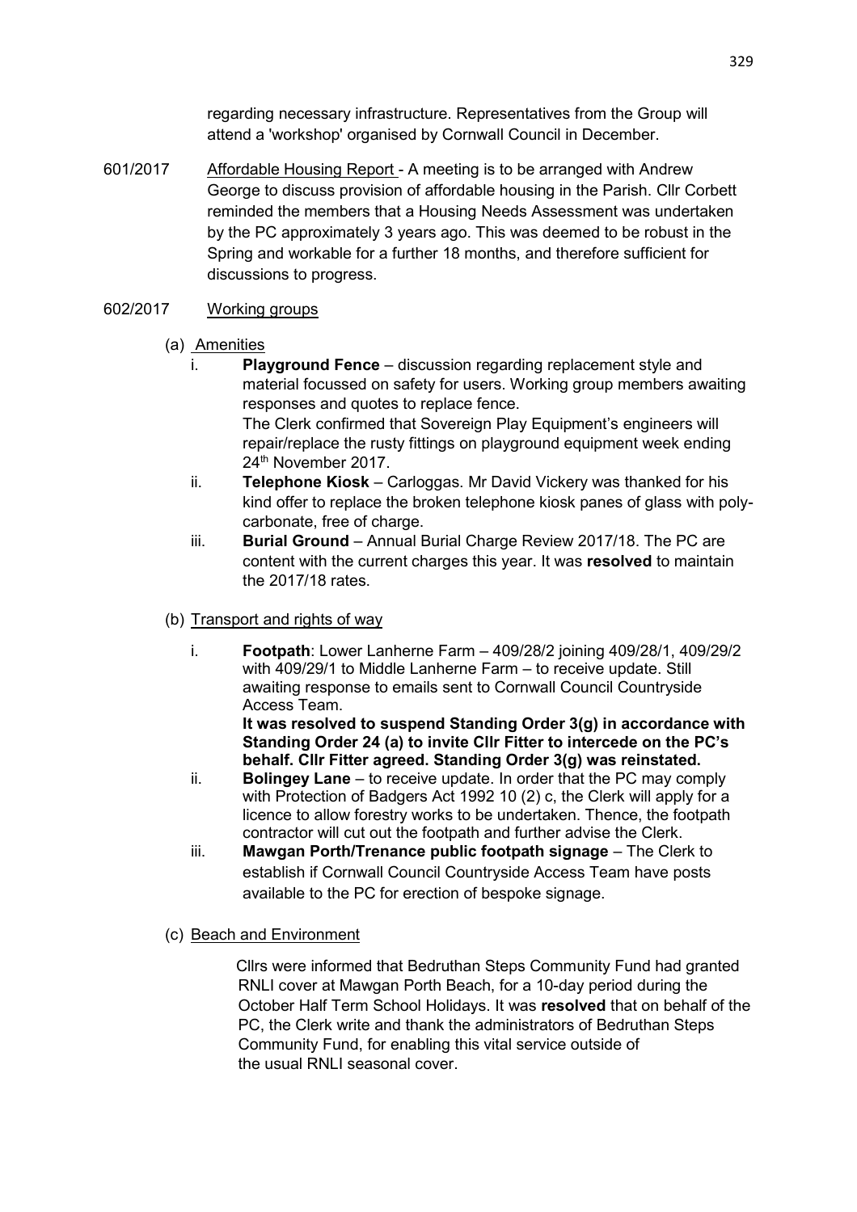regarding necessary infrastructure. Representatives from the Group will attend a 'workshop' organised by Cornwall Council in December.

601/2017 Affordable Housing Report - A meeting is to be arranged with Andrew George to discuss provision of affordable housing in the Parish. Cllr Corbett reminded the members that a Housing Needs Assessment was undertaken by the PC approximately 3 years ago. This was deemed to be robust in the Spring and workable for a further 18 months, and therefore sufficient for discussions to progress.

602/2017 Working groups

(a) Amenities

i. **Playground Fence** – discussion regarding replacement style and material focussed on safety for users. Working group members awaiting responses and quotes to replace fence.
The Clerk confirmed that Sovereign Play Equipment's engineers will repair/replace the rusty fittings on playground equipment week ending 24th November 2017.

ii. **Telephone Kiosk** – Carloggas. Mr David Vickery was thanked for his kind offer to replace the broken telephone kiosk panes of glass with poly-carbonate, free of charge.

iii. **Burial Ground** – Annual Burial Charge Review 2017/18. The PC are content with the current charges this year. It was **resolved** to maintain the 2017/18 rates.

(b) Transport and rights of way

i. **Footpath**: Lower Lanherne Farm – 409/28/2 joining 409/28/1, 409/29/2 with 409/29/1 to Middle Lanherne Farm – to receive update. Still awaiting response to emails sent to Cornwall Council Countryside Access Team.
**It was resolved to suspend Standing Order 3(g) in accordance with Standing Order 24 (a) to invite Cllr Fitter to intercede on the PC's behalf. Cllr Fitter agreed. Standing Order 3(g) was reinstated.**

ii. **Bolingey Lane** – to receive update. In order that the PC may comply with Protection of Badgers Act 1992 10 (2) c, the Clerk will apply for a licence to allow forestry works to be undertaken. Thence, the footpath contractor will cut out the footpath and further advise the Clerk.

iii. **Mawgan Porth/Trenance public footpath signage** – The Clerk to establish if Cornwall Council Countryside Access Team have posts available to the PC for erection of bespoke signage.

(c) Beach and Environment

Cllrs were informed that Bedruthan Steps Community Fund had granted RNLI cover at Mawgan Porth Beach, for a 10-day period during the October Half Term School Holidays. It was **resolved** that on behalf of the PC, the Clerk write and thank the administrators of Bedruthan Steps Community Fund, for enabling this vital service outside of the usual RNLI seasonal cover.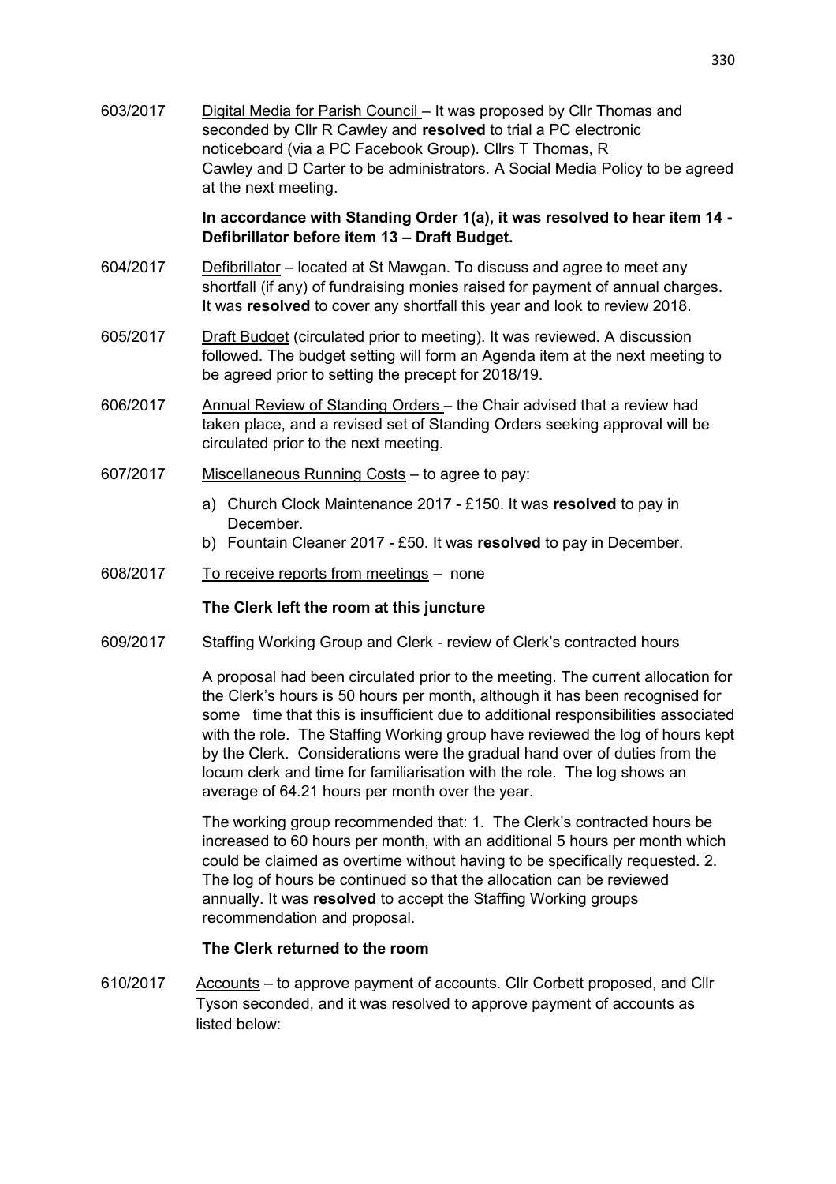603/2017 Digital Media for Parish Council – It was proposed by Cllr Thomas and seconded by Cllr R Cawley and **resolved** to trial a PC electronic noticeboard (via a PC Facebook Group). Cllrs T Thomas, R Cawley and D Carter to be administrators. A Social Media Policy to be agreed at the next meeting.

**In accordance with Standing Order 1(a), it was resolved to hear item 14 - Defibrillator before item 13 – Draft Budget.**

604/2017 Defibrillator – located at St Mawgan. To discuss and agree to meet any shortfall (if any) of fundraising monies raised for payment of annual charges. It was **resolved** to cover any shortfall this year and look to review 2018.

605/2017 Draft Budget (circulated prior to meeting). It was reviewed. A discussion followed. The budget setting will form an Agenda item at the next meeting to be agreed prior to setting the precept for 2018/19.

606/2017 Annual Review of Standing Orders – the Chair advised that a review had taken place, and a revised set of Standing Orders seeking approval will be circulated prior to the next meeting.

607/2017 Miscellaneous Running Costs – to agree to pay:

a) Church Clock Maintenance 2017 - £150. It was **resolved** to pay in December.
b) Fountain Cleaner 2017 - £50. It was **resolved** to pay in December.

608/2017 To receive reports from meetings – none

**The Clerk left the room at this juncture**

609/2017 Staffing Working Group and Clerk - review of Clerk's contracted hours

A proposal had been circulated prior to the meeting. The current allocation for the Clerk's hours is 50 hours per month, although it has been recognised for some time that this is insufficient due to additional responsibilities associated with the role. The Staffing Working group have reviewed the log of hours kept by the Clerk. Considerations were the gradual hand over of duties from the locum clerk and time for familiarisation with the role. The log shows an average of 64.21 hours per month over the year.

The working group recommended that: 1. The Clerk's contracted hours be increased to 60 hours per month, with an additional 5 hours per month which could be claimed as overtime without having to be specifically requested. 2. The log of hours be continued so that the allocation can be reviewed annually. It was **resolved** to accept the Staffing Working groups recommendation and proposal.

**The Clerk returned to the room**

610/2017 Accounts – to approve payment of accounts. Cllr Corbett proposed, and Cllr Tyson seconded, and it was resolved to approve payment of accounts as listed below: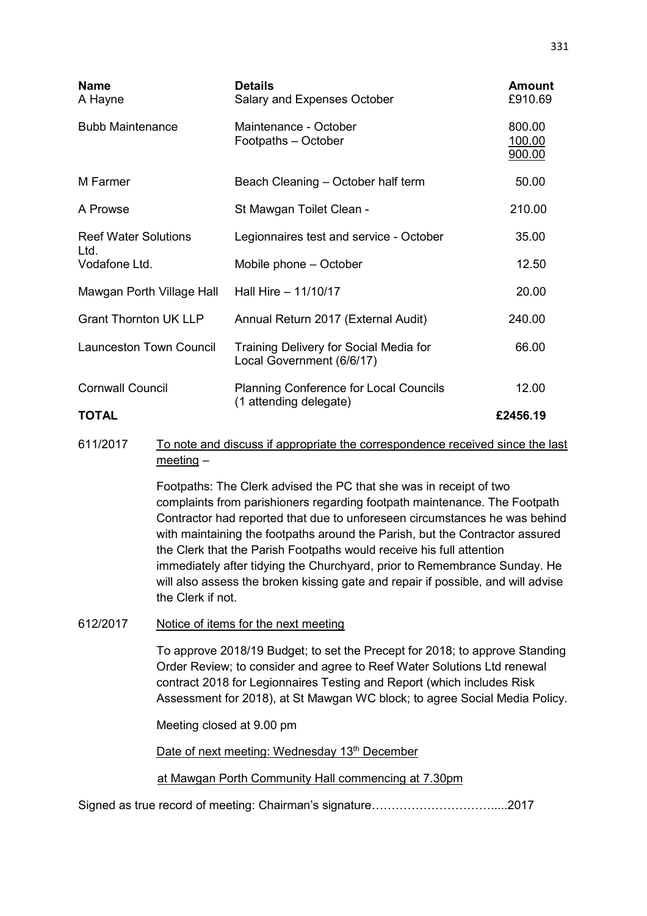| Name | Details | Amount |
|---|---|---|
| A Hayne | Salary and Expenses October | £910.69 |
| Bubb Maintenance | Maintenance - October<br>Footpaths – October | 800.00<br>100.00<br>900.00 |
| M Farmer | Beach Cleaning – October half term | 50.00 |
| A Prowse | St Mawgan Toilet Clean - | 210.00 |
| Reef Water Solutions Ltd. | Legionnaires test and service - October | 35.00 |
| Vodafone Ltd. | Mobile phone – October | 12.50 |
| Mawgan Porth Village Hall | Hall Hire – 11/10/17 | 20.00 |
| Grant Thornton UK LLP | Annual Return 2017 (External Audit) | 240.00 |
| Launceston Town Council | Training Delivery for Social Media for Local Government (6/6/17) | 66.00 |
| Cornwall Council | Planning Conference for Local Councils (1 attending delegate) | 12.00 |
| **TOTAL** | | **£2456.19** |

611/2017 To note and discuss if appropriate the correspondence received since the last meeting –

Footpaths: The Clerk advised the PC that she was in receipt of two complaints from parishioners regarding footpath maintenance. The Footpath Contractor had reported that due to unforeseen circumstances he was behind with maintaining the footpaths around the Parish, but the Contractor assured the Clerk that the Parish Footpaths would receive his full attention immediately after tidying the Churchyard, prior to Remembrance Sunday. He will also assess the broken kissing gate and repair if possible, and will advise the Clerk if not.

612/2017 Notice of items for the next meeting

To approve 2018/19 Budget; to set the Precept for 2018; to approve Standing Order Review; to consider and agree to Reef Water Solutions Ltd renewal contract 2018 for Legionnaires Testing and Report (which includes Risk Assessment for 2018), at St Mawgan WC block; to agree Social Media Policy.

Meeting closed at 9.00 pm

Date of next meeting: Wednesday 13th December

at Mawgan Porth Community Hall commencing at 7.30pm

Signed as true record of meeting: Chairman's signature…………………………….....2017